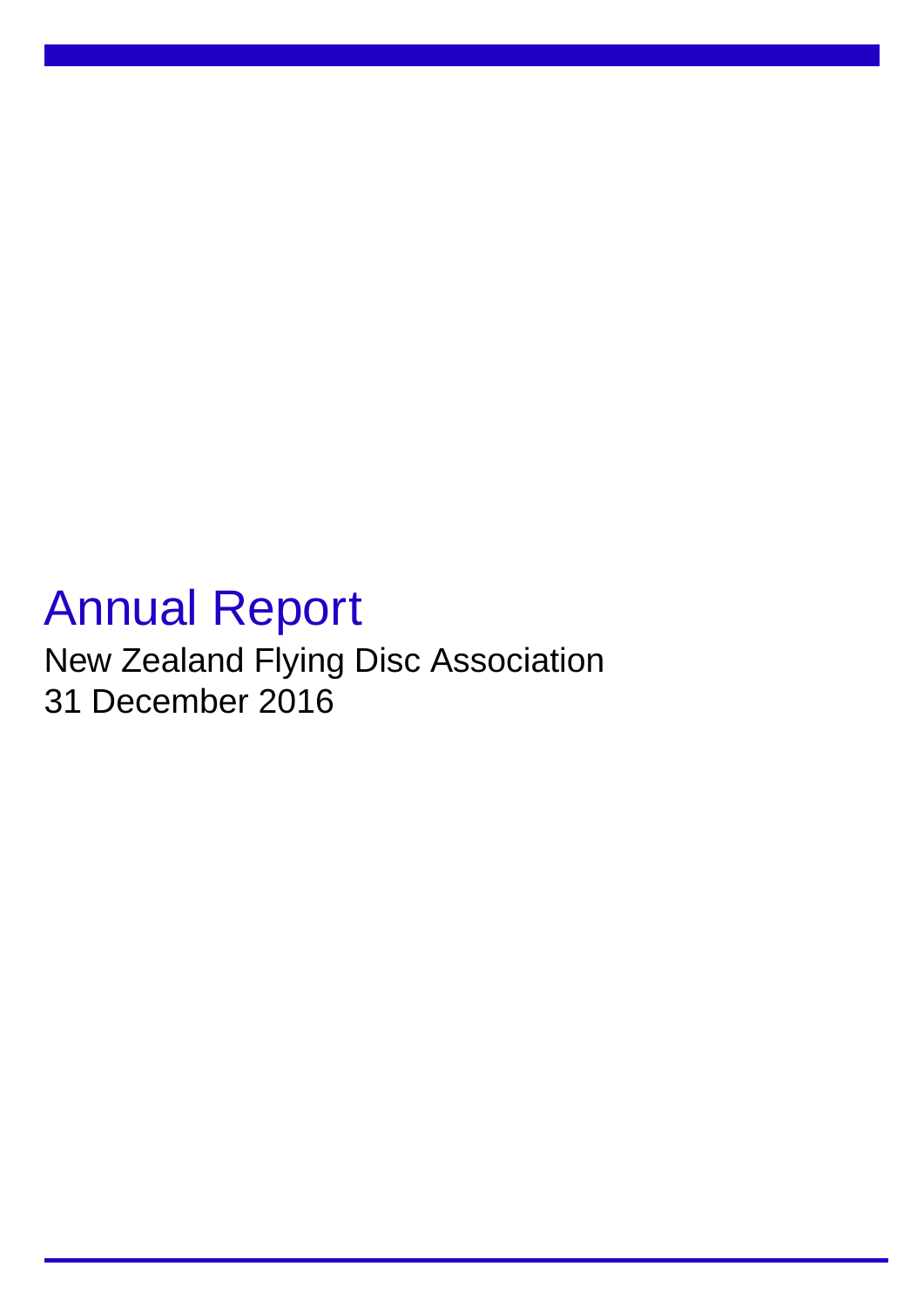# Annual Report

New Zealand Flying Disc Association
31 December 2016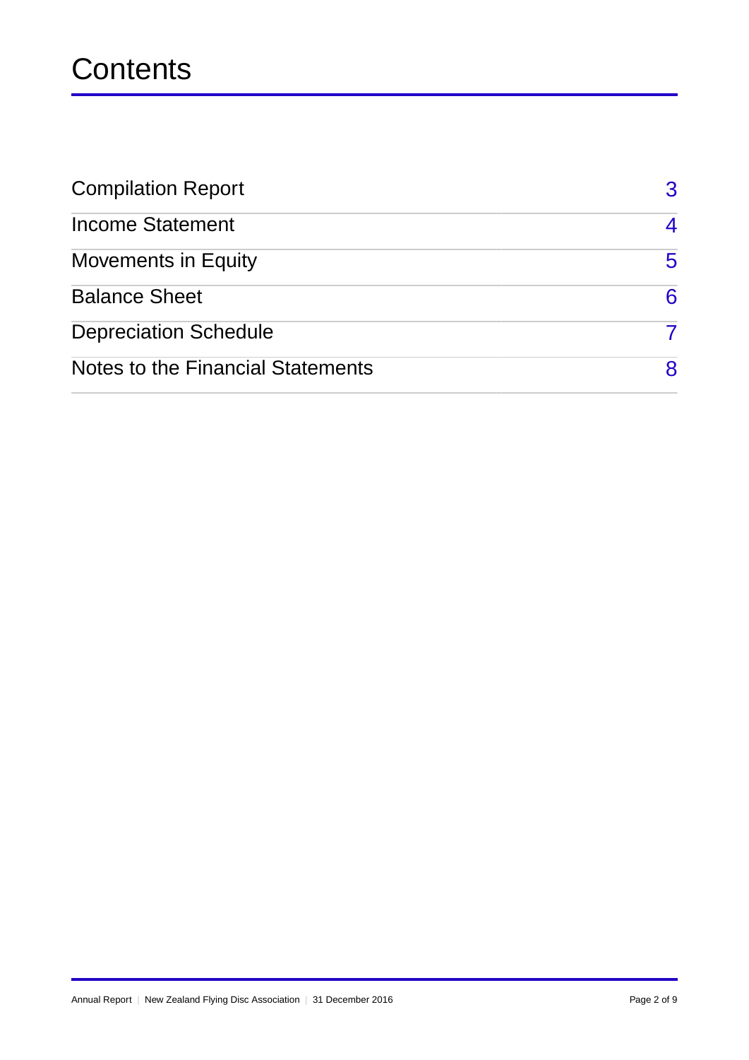# Contents

| | |
|---|---|
| Compilation Report | 3 |
| Income Statement | 4 |
| Movements in Equity | 5 |
| Balance Sheet | 6 |
| Depreciation Schedule | 7 |
| Notes to the Financial Statements | 8 |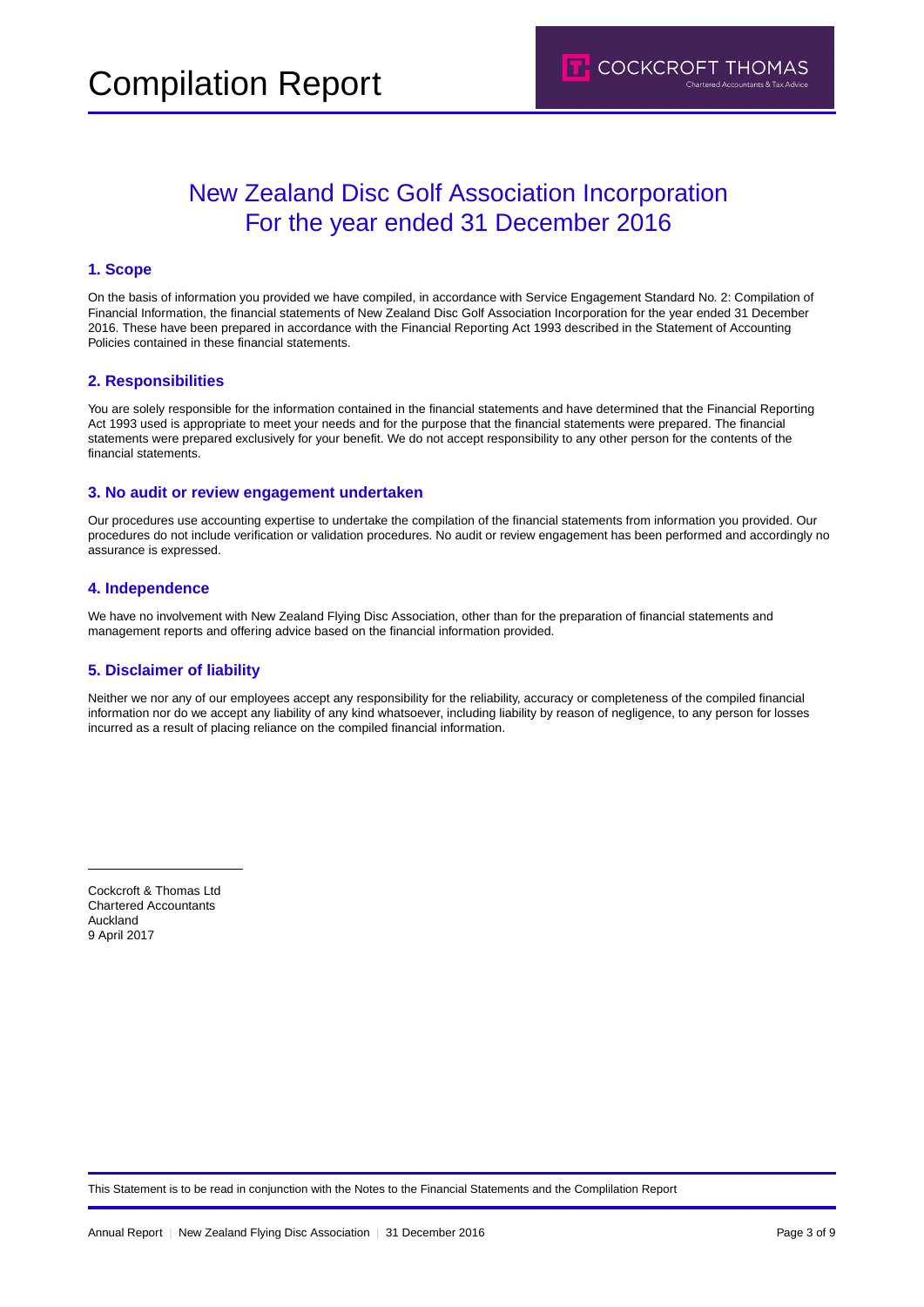# Compilation Report

COCKCROFT THOMAS
Chartered Accountants & Tax Advice

## New Zealand Disc Golf Association Incorporation
## For the year ended 31 December 2016

### 1. Scope

On the basis of information you provided we have compiled, in accordance with Service Engagement Standard No. 2: Compilation of Financial Information, the financial statements of New Zealand Disc Golf Association Incorporation for the year ended 31 December 2016. These have been prepared in accordance with the Financial Reporting Act 1993 described in the Statement of Accounting Policies contained in these financial statements.

### 2. Responsibilities

You are solely responsible for the information contained in the financial statements and have determined that the Financial Reporting Act 1993 used is appropriate to meet your needs and for the purpose that the financial statements were prepared. The financial statements were prepared exclusively for your benefit. We do not accept responsibility to any other person for the contents of the financial statements.

### 3. No audit or review engagement undertaken

Our procedures use accounting expertise to undertake the compilation of the financial statements from information you provided. Our procedures do not include verification or validation procedures. No audit or review engagement has been performed and accordingly no assurance is expressed.

### 4. Independence

We have no involvement with New Zealand Flying Disc Association, other than for the preparation of financial statements and management reports and offering advice based on the financial information provided.

### 5. Disclaimer of liability

Neither we nor any of our employees accept any responsibility for the reliability, accuracy or completeness of the compiled financial information nor do we accept any liability of any kind whatsoever, including liability by reason of negligence, to any person for losses incurred as a result of placing reliance on the compiled financial information.

Cockcroft & Thomas Ltd
Chartered Accountants
Auckland
9 April 2017

This Statement is to be read in conjunction with the Notes to the Financial Statements and the Complilation Report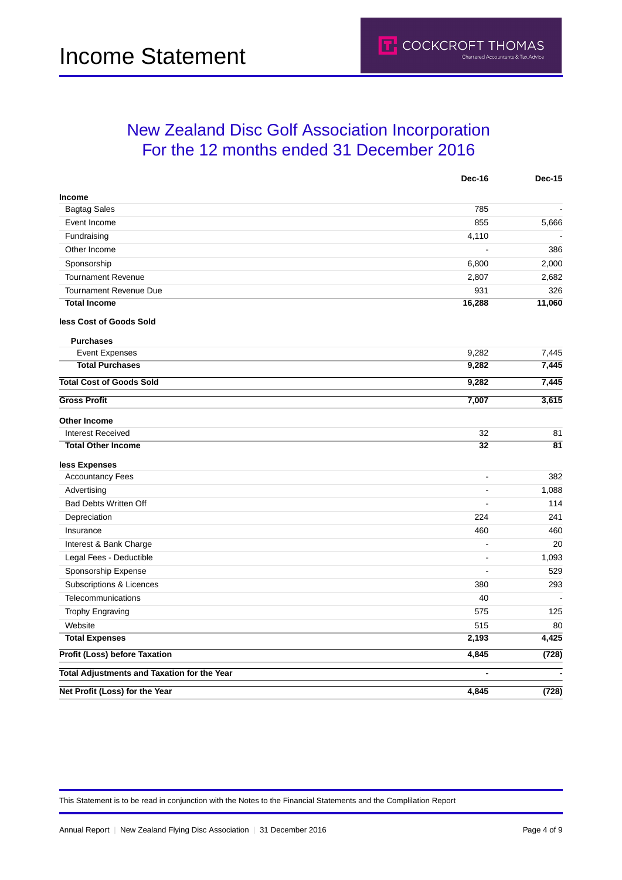# Income Statement

## New Zealand Disc Golf Association Incorporation
## For the 12 months ended 31 December 2016

| | Dec-16 | Dec-15 |
|---|---|---|
| **Income** | | |
| Bagtag Sales | 785 | - |
| Event Income | 855 | 5,666 |
| Fundraising | 4,110 | - |
| Other Income | - | 386 |
| Sponsorship | 6,800 | 2,000 |
| Tournament Revenue | 2,807 | 2,682 |
| Tournament Revenue Due | 931 | 326 |
| **Total Income** | **16,288** | **11,060** |
| **less Cost of Goods Sold** | | |
| **Purchases** | | |
| Event Expenses | 9,282 | 7,445 |
| **Total Purchases** | **9,282** | **7,445** |
| **Total Cost of Goods Sold** | **9,282** | **7,445** |
| **Gross Profit** | **7,007** | **3,615** |
| **Other Income** | | |
| Interest Received | 32 | 81 |
| **Total Other Income** | **32** | **81** |
| **less Expenses** | | |
| Accountancy Fees | - | 382 |
| Advertising | - | 1,088 |
| Bad Debts Written Off | - | 114 |
| Depreciation | 224 | 241 |
| Insurance | 460 | 460 |
| Interest & Bank Charge | - | 20 |
| Legal Fees - Deductible | - | 1,093 |
| Sponsorship Expense | - | 529 |
| Subscriptions & Licences | 380 | 293 |
| Telecommunications | 40 | - |
| Trophy Engraving | 575 | 125 |
| Website | 515 | 80 |
| **Total Expenses** | **2,193** | **4,425** |
| **Profit (Loss) before Taxation** | **4,845** | **(728)** |
| **Total Adjustments and Taxation for the Year** | **-** | **-** |
| **Net Profit (Loss) for the Year** | **4,845** | **(728)** |

This Statement is to be read in conjunction with the Notes to the Financial Statements and the Compilation Report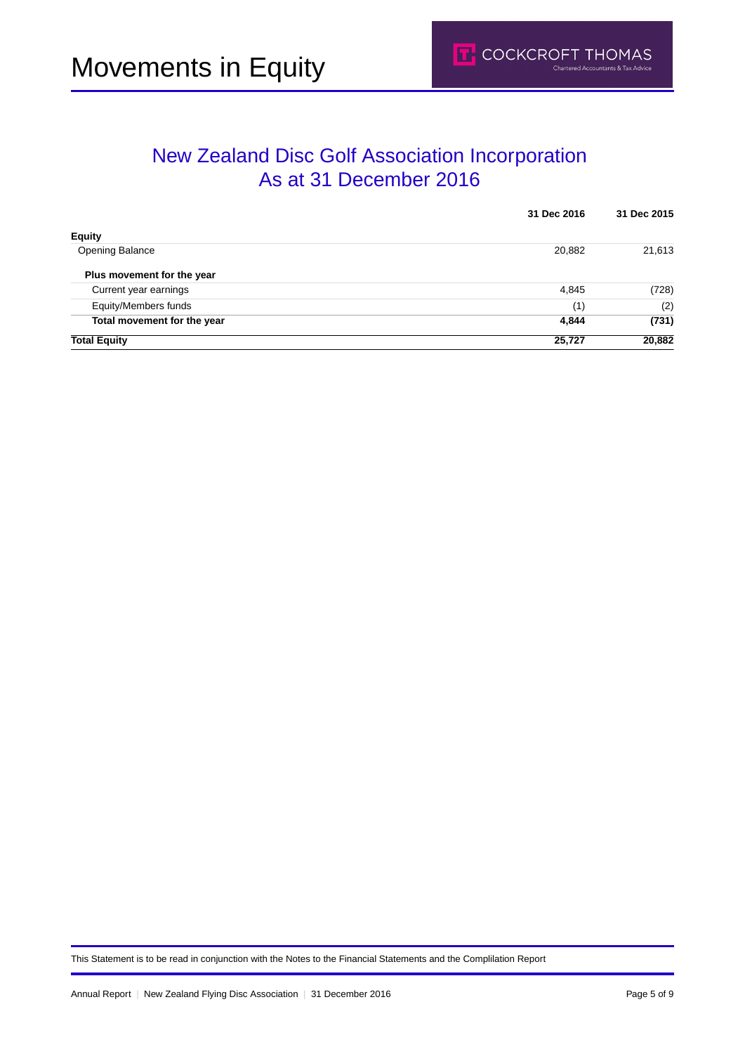# Movements in Equity

## New Zealand Disc Golf Association Incorporation
## As at 31 December 2016

| | 31 Dec 2016 | 31 Dec 2015 |
|---|---|---|
| **Equity** | | |
| Opening Balance | 20,882 | 21,613 |
| **Plus movement for the year** | | |
| Current year earnings | 4,845 | (728) |
| Equity/Members funds | (1) | (2) |
| **Total movement for the year** | **4,844** | **(731)** |
| **Total Equity** | **25,727** | **20,882** |

This Statement is to be read in conjunction with the Notes to the Financial Statements and the Complilation Report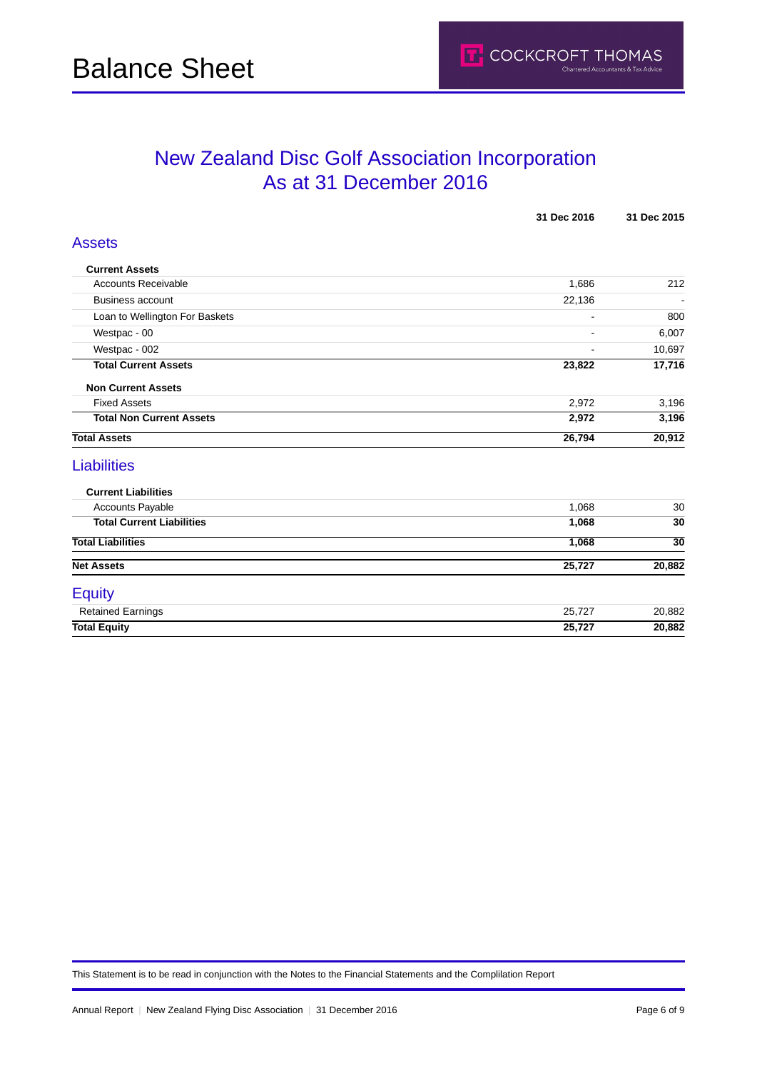# Balance Sheet

COCKCROFT THOMAS
Chartered Accountants & Tax Advice

## New Zealand Disc Golf Association Incorporation
## As at 31 December 2016

| | 31 Dec 2016 | 31 Dec 2015 |
|---|---|---|
| **Assets** | | |
| **Current Assets** | | |
| Accounts Receivable | 1,686 | 212 |
| Business account | 22,136 | - |
| Loan to Wellington For Baskets | - | 800 |
| Westpac - 00 | - | 6,007 |
| Westpac - 002 | - | 10,697 |
| **Total Current Assets** | **23,822** | **17,716** |
| **Non Current Assets** | | |
| Fixed Assets | 2,972 | 3,196 |
| **Total Non Current Assets** | **2,972** | **3,196** |
| **Total Assets** | **26,794** | **20,912** |
| **Liabilities** | | |
| **Current Liabilities** | | |
| Accounts Payable | 1,068 | 30 |
| **Total Current Liabilities** | **1,068** | **30** |
| **Total Liabilities** | **1,068** | **30** |
| **Net Assets** | **25,727** | **20,882** |
| **Equity** | | |
| Retained Earnings | 25,727 | 20,882 |
| **Total Equity** | **25,727** | **20,882** |

This Statement is to be read in conjunction with the Notes to the Financial Statements and the Complilation Report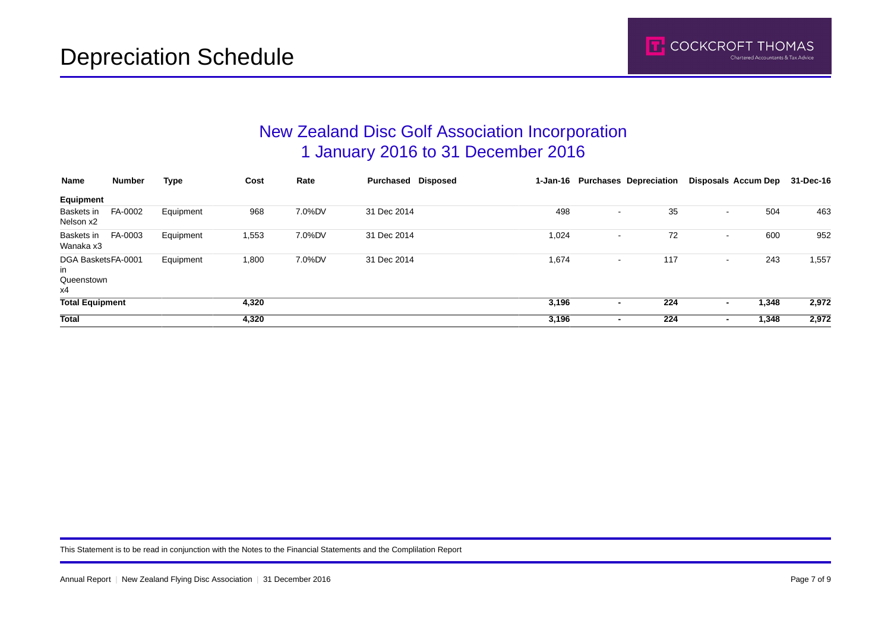# Depreciation Schedule

COCKCROFT THOMAS
Chartered Accountants & Tax Advice

## New Zealand Disc Golf Association Incorporation
## 1 January 2016 to 31 December 2016

| Name | Number | Type | Cost | Rate | Purchased | Disposed | 1-Jan-16 | Purchases | Depreciation | Disposals | Accum Dep | 31-Dec-16 |
|---|---|---|---|---|---|---|---|---|---|---|---|---|
| **Equipment** | | | | | | | | | | | | |
| Baskets in Nelson x2 | FA-0002 | Equipment | 968 | 7.0%DV | 31 Dec 2014 | | 498 | - | 35 | - | 504 | 463 |
| Baskets in Wanaka x3 | FA-0003 | Equipment | 1,553 | 7.0%DV | 31 Dec 2014 | | 1,024 | - | 72 | - | 600 | 952 |
| DGA Baskets in Queenstown x4 | FA-0001 | Equipment | 1,800 | 7.0%DV | 31 Dec 2014 | | 1,674 | - | 117 | - | 243 | 1,557 |
| **Total Equipment** | | | **4,320** | | | | **3,196** | **-** | **224** | **-** | **1,348** | **2,972** |
| **Total** | | | **4,320** | | | | **3,196** | **-** | **224** | **-** | **1,348** | **2,972** |

This Statement is to be read in conjunction with the Notes to the Financial Statements and the Complilation Report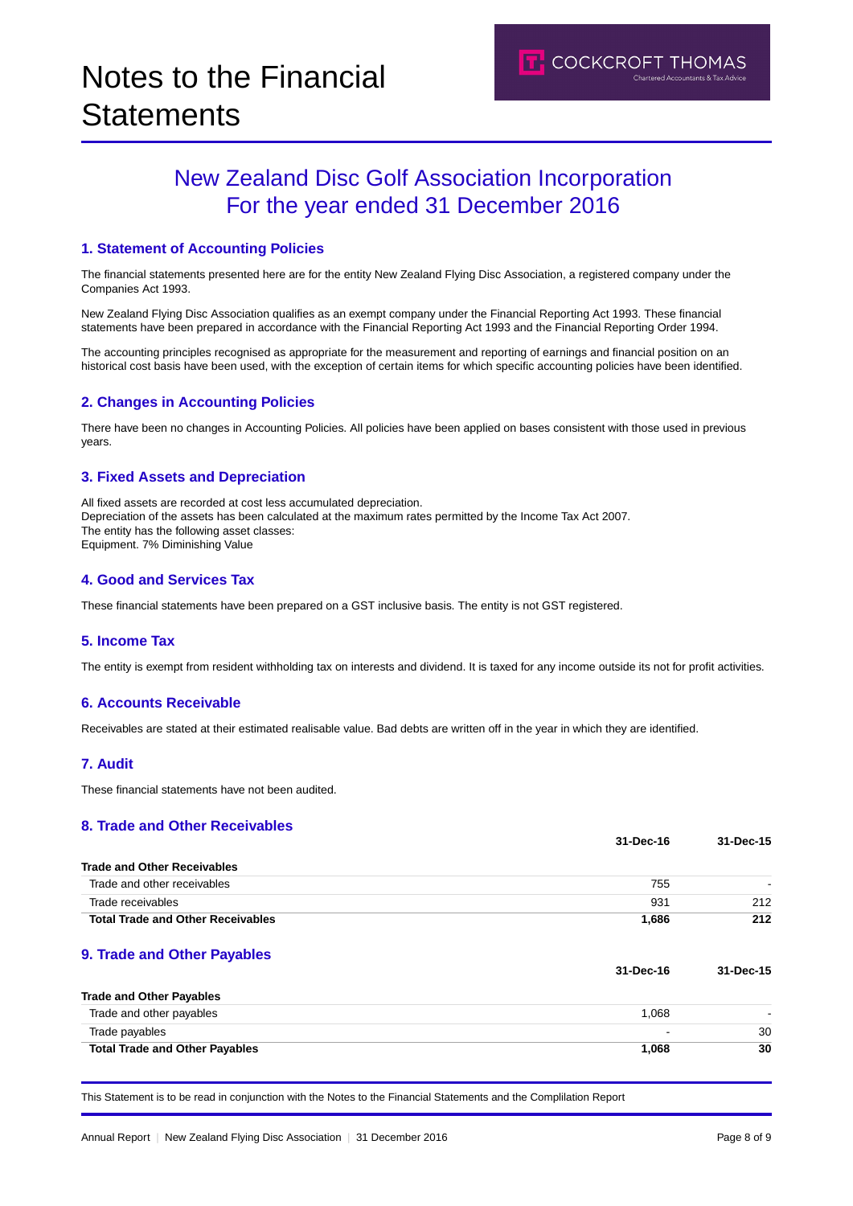# Notes to the Financial Statements

## New Zealand Disc Golf Association Incorporation
## For the year ended 31 December 2016

### 1. Statement of Accounting Policies

The financial statements presented here are for the entity New Zealand Flying Disc Association, a registered company under the Companies Act 1993.

New Zealand Flying Disc Association qualifies as an exempt company under the Financial Reporting Act 1993. These financial statements have been prepared in accordance with the Financial Reporting Act 1993 and the Financial Reporting Order 1994.

The accounting principles recognised as appropriate for the measurement and reporting of earnings and financial position on an historical cost basis have been used, with the exception of certain items for which specific accounting policies have been identified.

### 2. Changes in Accounting Policies

There have been no changes in Accounting Policies. All policies have been applied on bases consistent with those used in previous years.

### 3. Fixed Assets and Depreciation

All fixed assets are recorded at cost less accumulated depreciation.
Depreciation of the assets has been calculated at the maximum rates permitted by the Income Tax Act 2007.
The entity has the following asset classes:
Equipment. 7% Diminishing Value

### 4. Good and Services Tax

These financial statements have been prepared on a GST inclusive basis. The entity is not GST registered.

### 5. Income Tax

The entity is exempt from resident withholding tax on interests and dividend. It is taxed for any income outside its not for profit activities.

### 6. Accounts Receivable

Receivables are stated at their estimated realisable value. Bad debts are written off in the year in which they are identified.

### 7. Audit

These financial statements have not been audited.

### 8. Trade and Other Receivables

| | 31-Dec-16 | 31-Dec-15 |
|---|---|---|
| **Trade and Other Receivables** | | |
| Trade and other receivables | 755 | - |
| Trade receivables | 931 | 212 |
| **Total Trade and Other Receivables** | **1,686** | **212** |

### 9. Trade and Other Payables

| | 31-Dec-16 | 31-Dec-15 |
|---|---|---|
| **Trade and Other Payables** | | |
| Trade and other payables | 1,068 | - |
| Trade payables | - | 30 |
| **Total Trade and Other Payables** | **1,068** | **30** |

This Statement is to be read in conjunction with the Notes to the Financial Statements and the Compilation Report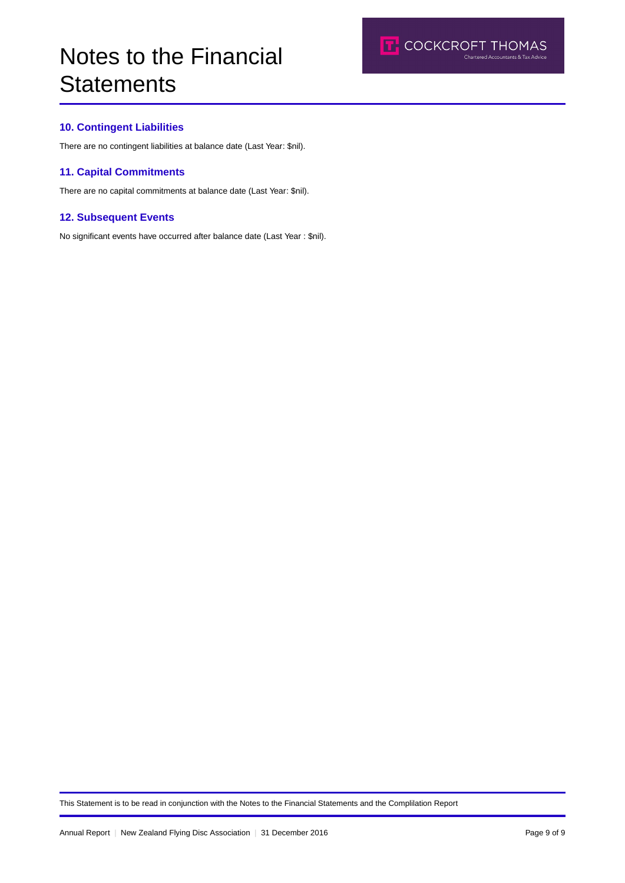# Notes to the Financial Statements

### 10. Contingent Liabilities

There are no contingent liabilities at balance date (Last Year: $nil).

### 11. Capital Commitments

There are no capital commitments at balance date (Last Year: $nil).

### 12. Subsequent Events

No significant events have occurred after balance date (Last Year : $nil).

This Statement is to be read in conjunction with the Notes to the Financial Statements and the Complilation Report